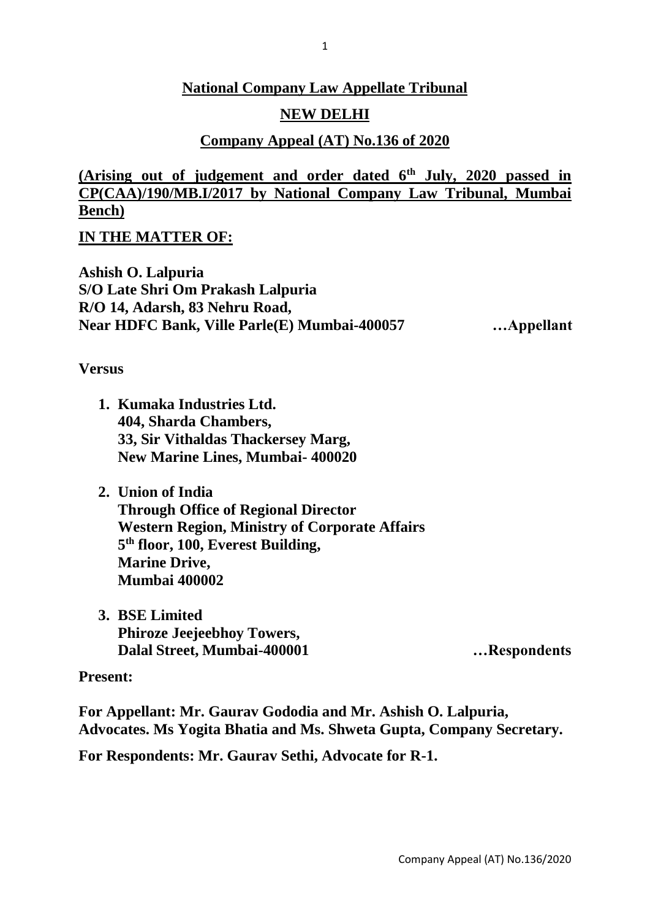**National Company Law Appellate Tribunal**

**NEW DELHI**

**Company Appeal (AT) No.136 of 2020**

**(Arising out of judgement and order dated 6th July, 2020 passed in CP(CAA)/190/MB.I/2017 by National Company Law Tribunal, Mumbai Bench)**

**IN THE MATTER OF:**

**Ashish O. Lalpuria**
**S/O Late Shri Om Prakash Lalpuria**
**R/O 14, Adarsh, 83 Nehru Road,**
**Near HDFC Bank, Ville Parle(E) Mumbai-400057 …Appellant**

**Versus**

1. **Kumaka Industries Ltd.**
   **404, Sharda Chambers,**
   **33, Sir Vithaldas Thackersey Marg,**
   **New Marine Lines, Mumbai- 400020**

2. **Union of India**
   **Through Office of Regional Director**
   **Western Region, Ministry of Corporate Affairs**
   **5th floor, 100, Everest Building,**
   **Marine Drive,**
   **Mumbai 400002**

3. **BSE Limited**
   **Phiroze Jeejeebhoy Towers,**
   **Dalal Street, Mumbai-400001 …Respondents**

**Present:**

**For Appellant: Mr. Gaurav Gododia and Mr. Ashish O. Lalpuria, Advocates. Ms Yogita Bhatia and Ms. Shweta Gupta, Company Secretary.**

**For Respondents: Mr. Gaurav Sethi, Advocate for R-1.**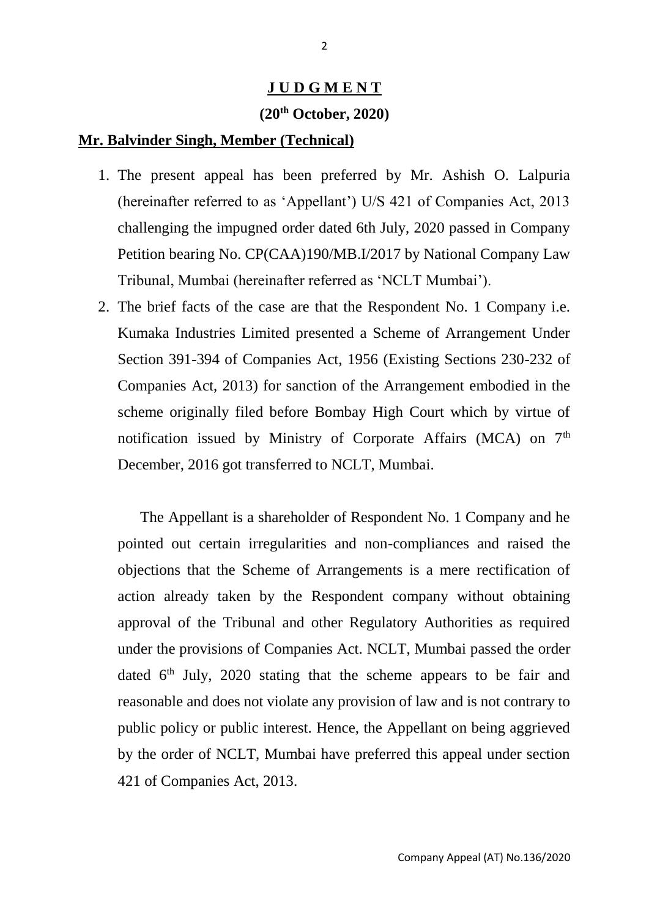## **J U D G M E N T**

**(20th October, 2020)**

**Mr. Balvinder Singh, Member (Technical)**

1. The present appeal has been preferred by Mr. Ashish O. Lalpuria (hereinafter referred to as 'Appellant') U/S 421 of Companies Act, 2013 challenging the impugned order dated 6th July, 2020 passed in Company Petition bearing No. CP(CAA)190/MB.I/2017 by National Company Law Tribunal, Mumbai (hereinafter referred as 'NCLT Mumbai').

2. The brief facts of the case are that the Respondent No. 1 Company i.e. Kumaka Industries Limited presented a Scheme of Arrangement Under Section 391-394 of Companies Act, 1956 (Existing Sections 230-232 of Companies Act, 2013) for sanction of the Arrangement embodied in the scheme originally filed before Bombay High Court which by virtue of notification issued by Ministry of Corporate Affairs (MCA) on 7th December, 2016 got transferred to NCLT, Mumbai.

   The Appellant is a shareholder of Respondent No. 1 Company and he pointed out certain irregularities and non-compliances and raised the objections that the Scheme of Arrangements is a mere rectification of action already taken by the Respondent company without obtaining approval of the Tribunal and other Regulatory Authorities as required under the provisions of Companies Act. NCLT, Mumbai passed the order dated 6th July, 2020 stating that the scheme appears to be fair and reasonable and does not violate any provision of law and is not contrary to public policy or public interest. Hence, the Appellant on being aggrieved by the order of NCLT, Mumbai have preferred this appeal under section 421 of Companies Act, 2013.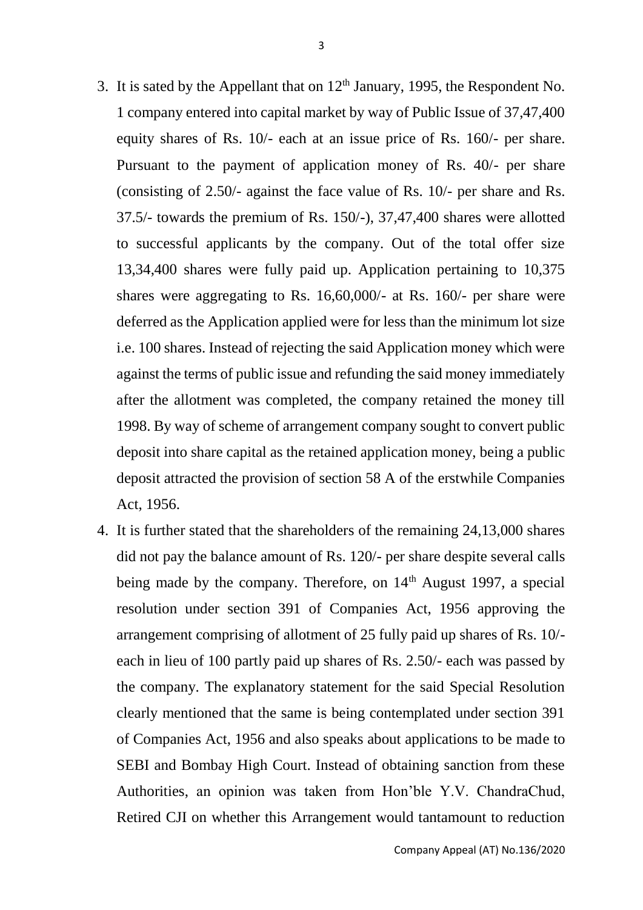3. It is sated by the Appellant that on 12th January, 1995, the Respondent No. 1 company entered into capital market by way of Public Issue of 37,47,400 equity shares of Rs. 10/- each at an issue price of Rs. 160/- per share. Pursuant to the payment of application money of Rs. 40/- per share (consisting of 2.50/- against the face value of Rs. 10/- per share and Rs. 37.5/- towards the premium of Rs. 150/-), 37,47,400 shares were allotted to successful applicants by the company. Out of the total offer size 13,34,400 shares were fully paid up. Application pertaining to 10,375 shares were aggregating to Rs. 16,60,000/- at Rs. 160/- per share were deferred as the Application applied were for less than the minimum lot size i.e. 100 shares. Instead of rejecting the said Application money which were against the terms of public issue and refunding the said money immediately after the allotment was completed, the company retained the money till 1998. By way of scheme of arrangement company sought to convert public deposit into share capital as the retained application money, being a public deposit attracted the provision of section 58 A of the erstwhile Companies Act, 1956.

4. It is further stated that the shareholders of the remaining 24,13,000 shares did not pay the balance amount of Rs. 120/- per share despite several calls being made by the company. Therefore, on 14th August 1997, a special resolution under section 391 of Companies Act, 1956 approving the arrangement comprising of allotment of 25 fully paid up shares of Rs. 10/- each in lieu of 100 partly paid up shares of Rs. 2.50/- each was passed by the company. The explanatory statement for the said Special Resolution clearly mentioned that the same is being contemplated under section 391 of Companies Act, 1956 and also speaks about applications to be made to SEBI and Bombay High Court. Instead of obtaining sanction from these Authorities, an opinion was taken from Hon'ble Y.V. ChandraChud, Retired CJI on whether this Arrangement would tantamount to reduction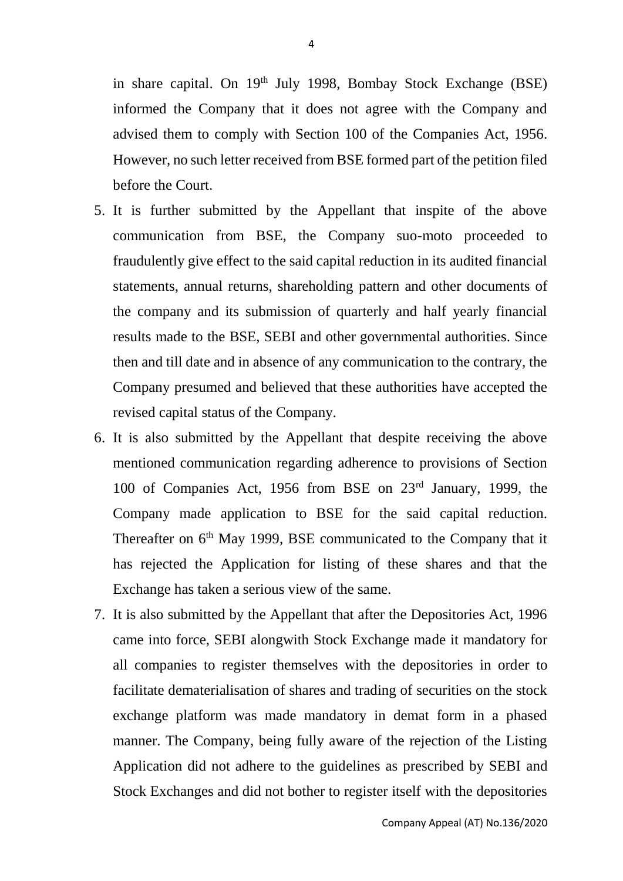in share capital. On 19th July 1998, Bombay Stock Exchange (BSE) informed the Company that it does not agree with the Company and advised them to comply with Section 100 of the Companies Act, 1956. However, no such letter received from BSE formed part of the petition filed before the Court.

5. It is further submitted by the Appellant that inspite of the above communication from BSE, the Company suo-moto proceeded to fraudulently give effect to the said capital reduction in its audited financial statements, annual returns, shareholding pattern and other documents of the company and its submission of quarterly and half yearly financial results made to the BSE, SEBI and other governmental authorities. Since then and till date and in absence of any communication to the contrary, the Company presumed and believed that these authorities have accepted the revised capital status of the Company.
6. It is also submitted by the Appellant that despite receiving the above mentioned communication regarding adherence to provisions of Section 100 of Companies Act, 1956 from BSE on 23rd January, 1999, the Company made application to BSE for the said capital reduction. Thereafter on 6th May 1999, BSE communicated to the Company that it has rejected the Application for listing of these shares and that the Exchange has taken a serious view of the same.
7. It is also submitted by the Appellant that after the Depositories Act, 1996 came into force, SEBI alongwith Stock Exchange made it mandatory for all companies to register themselves with the depositories in order to facilitate dematerialisation of shares and trading of securities on the stock exchange platform was made mandatory in demat form in a phased manner. The Company, being fully aware of the rejection of the Listing Application did not adhere to the guidelines as prescribed by SEBI and Stock Exchanges and did not bother to register itself with the depositories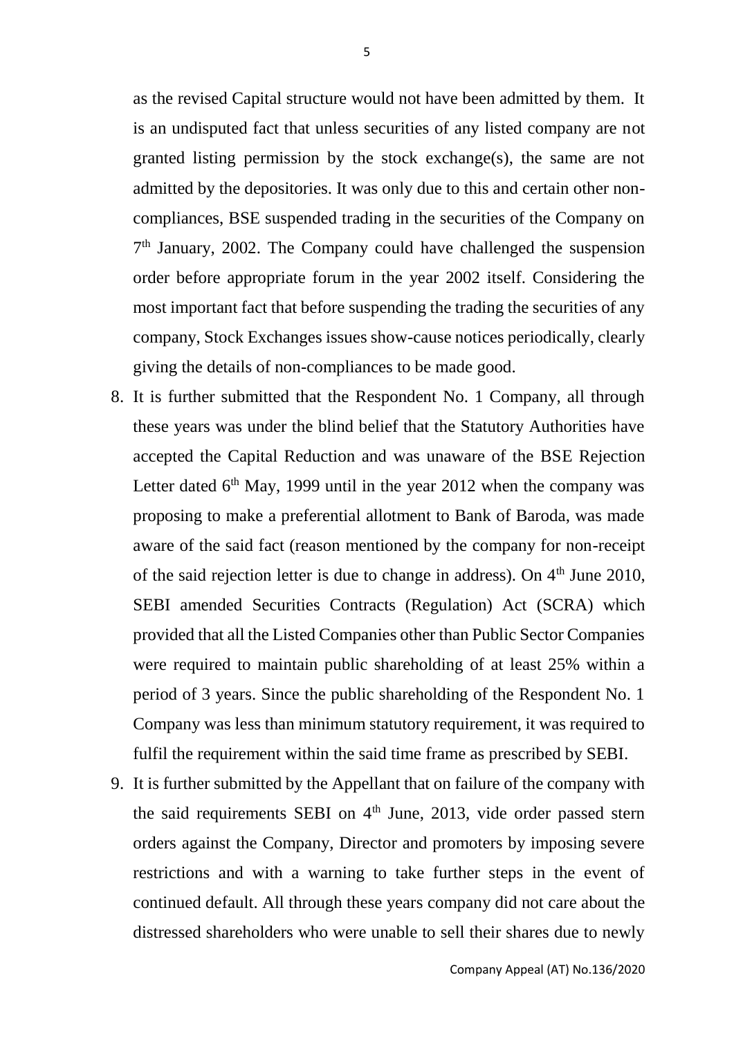as the revised Capital structure would not have been admitted by them. It is an undisputed fact that unless securities of any listed company are not granted listing permission by the stock exchange(s), the same are not admitted by the depositories. It was only due to this and certain other non-compliances, BSE suspended trading in the securities of the Company on 7th January, 2002. The Company could have challenged the suspension order before appropriate forum in the year 2002 itself. Considering the most important fact that before suspending the trading the securities of any company, Stock Exchanges issues show-cause notices periodically, clearly giving the details of non-compliances to be made good.

8. It is further submitted that the Respondent No. 1 Company, all through these years was under the blind belief that the Statutory Authorities have accepted the Capital Reduction and was unaware of the BSE Rejection Letter dated 6th May, 1999 until in the year 2012 when the company was proposing to make a preferential allotment to Bank of Baroda, was made aware of the said fact (reason mentioned by the company for non-receipt of the said rejection letter is due to change in address). On 4th June 2010, SEBI amended Securities Contracts (Regulation) Act (SCRA) which provided that all the Listed Companies other than Public Sector Companies were required to maintain public shareholding of at least 25% within a period of 3 years. Since the public shareholding of the Respondent No. 1 Company was less than minimum statutory requirement, it was required to fulfil the requirement within the said time frame as prescribed by SEBI.
9. It is further submitted by the Appellant that on failure of the company with the said requirements SEBI on 4th June, 2013, vide order passed stern orders against the Company, Director and promoters by imposing severe restrictions and with a warning to take further steps in the event of continued default. All through these years company did not care about the distressed shareholders who were unable to sell their shares due to newly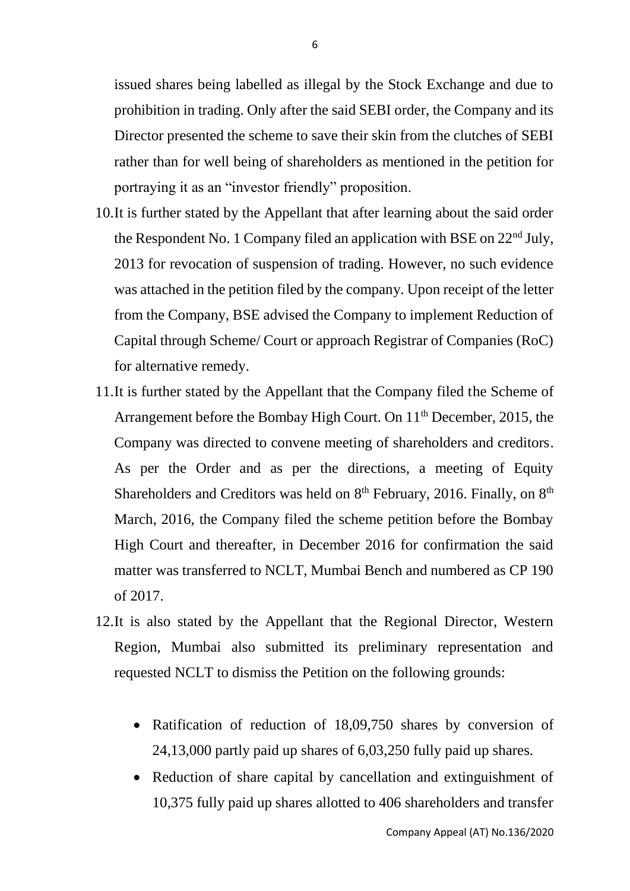issued shares being labelled as illegal by the Stock Exchange and due to prohibition in trading. Only after the said SEBI order, the Company and its Director presented the scheme to save their skin from the clutches of SEBI rather than for well being of shareholders as mentioned in the petition for portraying it as an "investor friendly" proposition.

10. It is further stated by the Appellant that after learning about the said order the Respondent No. 1 Company filed an application with BSE on 22nd July, 2013 for revocation of suspension of trading. However, no such evidence was attached in the petition filed by the company. Upon receipt of the letter from the Company, BSE advised the Company to implement Reduction of Capital through Scheme/ Court or approach Registrar of Companies (RoC) for alternative remedy.

11. It is further stated by the Appellant that the Company filed the Scheme of Arrangement before the Bombay High Court. On 11th December, 2015, the Company was directed to convene meeting of shareholders and creditors. As per the Order and as per the directions, a meeting of Equity Shareholders and Creditors was held on 8th February, 2016. Finally, on 8th March, 2016, the Company filed the scheme petition before the Bombay High Court and thereafter, in December 2016 for confirmation the said matter was transferred to NCLT, Mumbai Bench and numbered as CP 190 of 2017.

12. It is also stated by the Appellant that the Regional Director, Western Region, Mumbai also submitted its preliminary representation and requested NCLT to dismiss the Petition on the following grounds:

    - Ratification of reduction of 18,09,750 shares by conversion of 24,13,000 partly paid up shares of 6,03,250 fully paid up shares.
    - Reduction of share capital by cancellation and extinguishment of 10,375 fully paid up shares allotted to 406 shareholders and transfer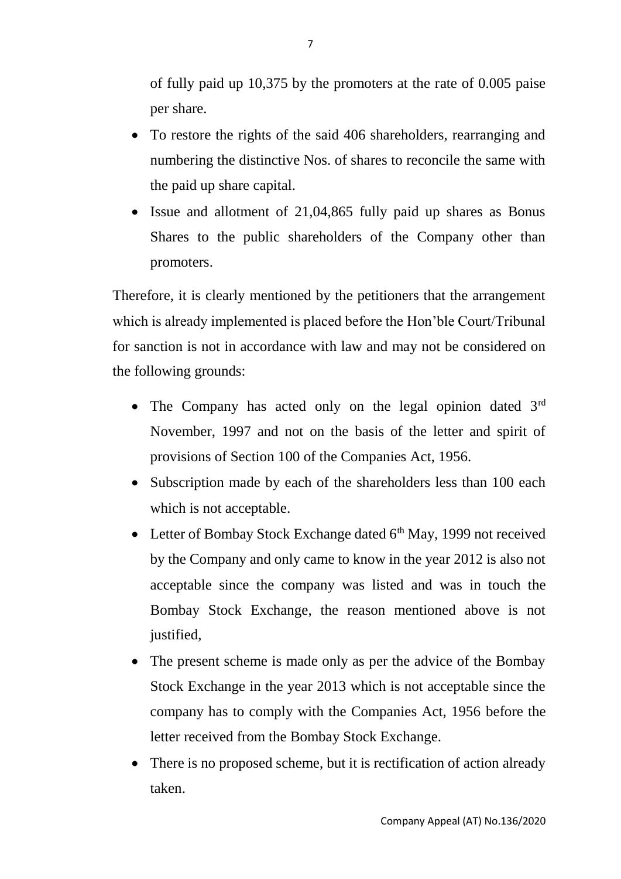of fully paid up 10,375 by the promoters at the rate of 0.005 paise per share.

- To restore the rights of the said 406 shareholders, rearranging and numbering the distinctive Nos. of shares to reconcile the same with the paid up share capital.
- Issue and allotment of 21,04,865 fully paid up shares as Bonus Shares to the public shareholders of the Company other than promoters.

Therefore, it is clearly mentioned by the petitioners that the arrangement which is already implemented is placed before the Hon'ble Court/Tribunal for sanction is not in accordance with law and may not be considered on the following grounds:

- The Company has acted only on the legal opinion dated 3rd November, 1997 and not on the basis of the letter and spirit of provisions of Section 100 of the Companies Act, 1956.
- Subscription made by each of the shareholders less than 100 each which is not acceptable.
- Letter of Bombay Stock Exchange dated 6th May, 1999 not received by the Company and only came to know in the year 2012 is also not acceptable since the company was listed and was in touch the Bombay Stock Exchange, the reason mentioned above is not justified,
- The present scheme is made only as per the advice of the Bombay Stock Exchange in the year 2013 which is not acceptable since the company has to comply with the Companies Act, 1956 before the letter received from the Bombay Stock Exchange.
- There is no proposed scheme, but it is rectification of action already taken.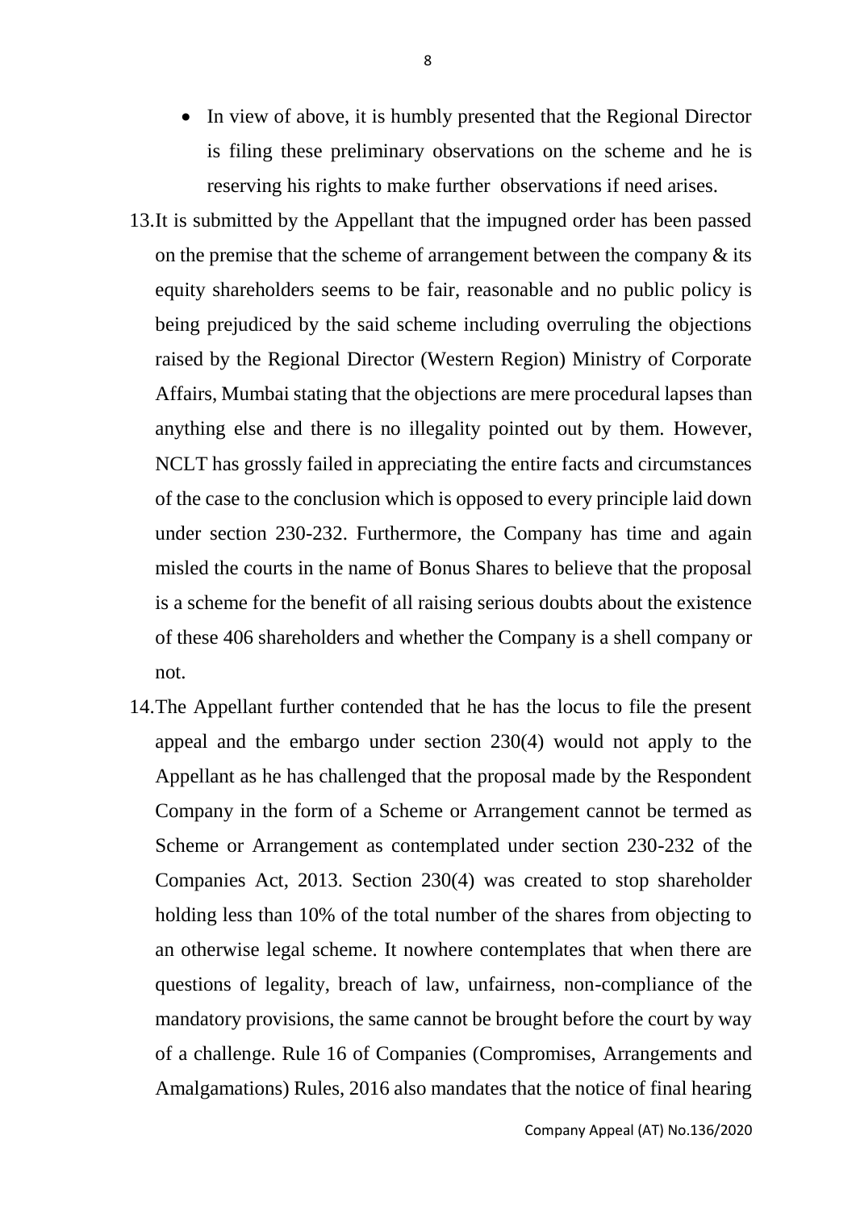- In view of above, it is humbly presented that the Regional Director is filing these preliminary observations on the scheme and he is reserving his rights to make further observations if need arises.

13. It is submitted by the Appellant that the impugned order has been passed on the premise that the scheme of arrangement between the company & its equity shareholders seems to be fair, reasonable and no public policy is being prejudiced by the said scheme including overruling the objections raised by the Regional Director (Western Region) Ministry of Corporate Affairs, Mumbai stating that the objections are mere procedural lapses than anything else and there is no illegality pointed out by them. However, NCLT has grossly failed in appreciating the entire facts and circumstances of the case to the conclusion which is opposed to every principle laid down under section 230-232. Furthermore, the Company has time and again misled the courts in the name of Bonus Shares to believe that the proposal is a scheme for the benefit of all raising serious doubts about the existence of these 406 shareholders and whether the Company is a shell company or not.

14. The Appellant further contended that he has the locus to file the present appeal and the embargo under section 230(4) would not apply to the Appellant as he has challenged that the proposal made by the Respondent Company in the form of a Scheme or Arrangement cannot be termed as Scheme or Arrangement as contemplated under section 230-232 of the Companies Act, 2013. Section 230(4) was created to stop shareholder holding less than 10% of the total number of the shares from objecting to an otherwise legal scheme. It nowhere contemplates that when there are questions of legality, breach of law, unfairness, non-compliance of the mandatory provisions, the same cannot be brought before the court by way of a challenge. Rule 16 of Companies (Compromises, Arrangements and Amalgamations) Rules, 2016 also mandates that the notice of final hearing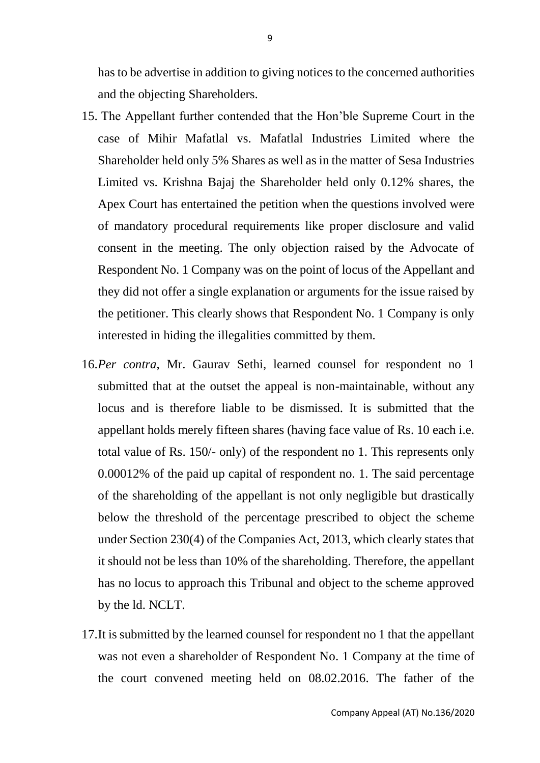has to be advertise in addition to giving notices to the concerned authorities and the objecting Shareholders.

15. The Appellant further contended that the Hon'ble Supreme Court in the case of Mihir Mafatlal vs. Mafatlal Industries Limited where the Shareholder held only 5% Shares as well as in the matter of Sesa Industries Limited vs. Krishna Bajaj the Shareholder held only 0.12% shares, the Apex Court has entertained the petition when the questions involved were of mandatory procedural requirements like proper disclosure and valid consent in the meeting. The only objection raised by the Advocate of Respondent No. 1 Company was on the point of locus of the Appellant and they did not offer a single explanation or arguments for the issue raised by the petitioner. This clearly shows that Respondent No. 1 Company is only interested in hiding the illegalities committed by them.

16. *Per contra*, Mr. Gaurav Sethi, learned counsel for respondent no 1 submitted that at the outset the appeal is non-maintainable, without any locus and is therefore liable to be dismissed. It is submitted that the appellant holds merely fifteen shares (having face value of Rs. 10 each i.e. total value of Rs. 150/- only) of the respondent no 1. This represents only 0.00012% of the paid up capital of respondent no. 1. The said percentage of the shareholding of the appellant is not only negligible but drastically below the threshold of the percentage prescribed to object the scheme under Section 230(4) of the Companies Act, 2013, which clearly states that it should not be less than 10% of the shareholding. Therefore, the appellant has no locus to approach this Tribunal and object to the scheme approved by the ld. NCLT.

17. It is submitted by the learned counsel for respondent no 1 that the appellant was not even a shareholder of Respondent No. 1 Company at the time of the court convened meeting held on 08.02.2016. The father of the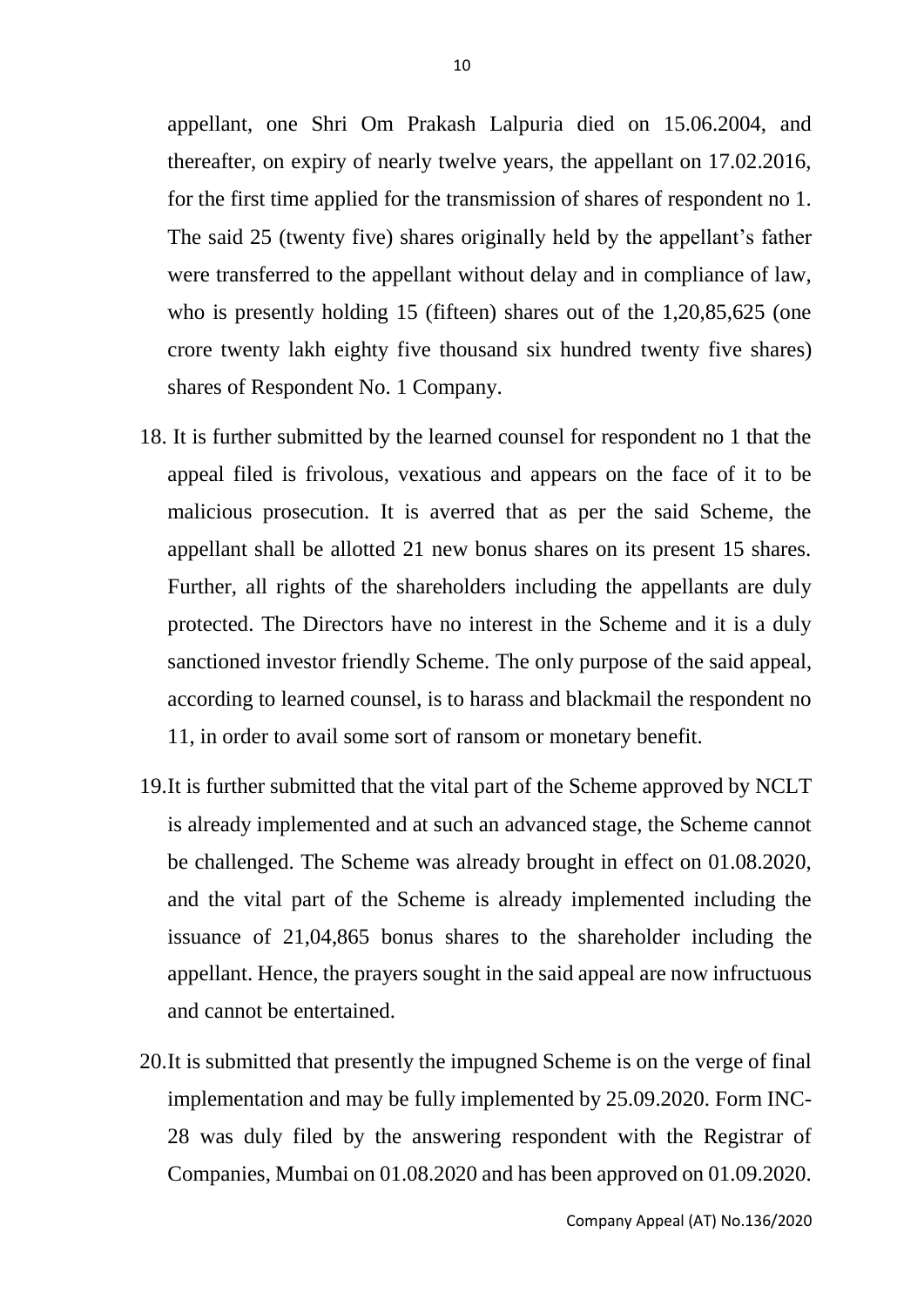appellant, one Shri Om Prakash Lalpuria died on 15.06.2004, and thereafter, on expiry of nearly twelve years, the appellant on 17.02.2016, for the first time applied for the transmission of shares of respondent no 1. The said 25 (twenty five) shares originally held by the appellant's father were transferred to the appellant without delay and in compliance of law, who is presently holding 15 (fifteen) shares out of the 1,20,85,625 (one crore twenty lakh eighty five thousand six hundred twenty five shares) shares of Respondent No. 1 Company.

18. It is further submitted by the learned counsel for respondent no 1 that the appeal filed is frivolous, vexatious and appears on the face of it to be malicious prosecution. It is averred that as per the said Scheme, the appellant shall be allotted 21 new bonus shares on its present 15 shares. Further, all rights of the shareholders including the appellants are duly protected. The Directors have no interest in the Scheme and it is a duly sanctioned investor friendly Scheme. The only purpose of the said appeal, according to learned counsel, is to harass and blackmail the respondent no 11, in order to avail some sort of ransom or monetary benefit.

19. It is further submitted that the vital part of the Scheme approved by NCLT is already implemented and at such an advanced stage, the Scheme cannot be challenged. The Scheme was already brought in effect on 01.08.2020, and the vital part of the Scheme is already implemented including the issuance of 21,04,865 bonus shares to the shareholder including the appellant. Hence, the prayers sought in the said appeal are now infructuous and cannot be entertained.

20. It is submitted that presently the impugned Scheme is on the verge of final implementation and may be fully implemented by 25.09.2020. Form INC-28 was duly filed by the answering respondent with the Registrar of Companies, Mumbai on 01.08.2020 and has been approved on 01.09.2020.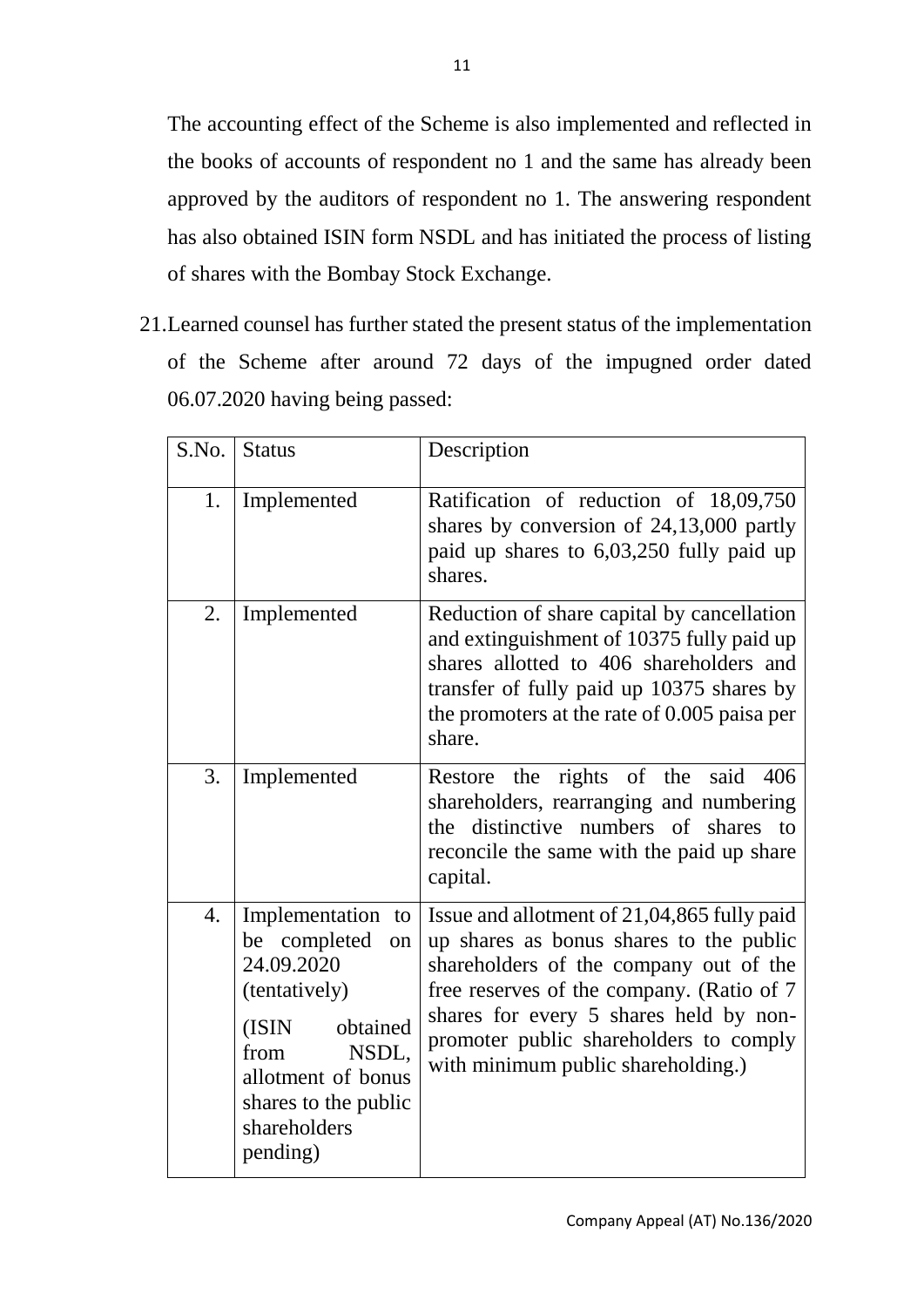The accounting effect of the Scheme is also implemented and reflected in the books of accounts of respondent no 1 and the same has already been approved by the auditors of respondent no 1. The answering respondent has also obtained ISIN form NSDL and has initiated the process of listing of shares with the Bombay Stock Exchange.

21. Learned counsel has further stated the present status of the implementation of the Scheme after around 72 days of the impugned order dated 06.07.2020 having being passed:

| S.No. | Status | Description |
|---|---|---|
| 1. | Implemented | Ratification of reduction of 18,09,750 shares by conversion of 24,13,000 partly paid up shares to 6,03,250 fully paid up shares. |
| 2. | Implemented | Reduction of share capital by cancellation and extinguishment of 10375 fully paid up shares allotted to 406 shareholders and transfer of fully paid up 10375 shares by the promoters at the rate of 0.005 paisa per share. |
| 3. | Implemented | Restore the rights of the said 406 shareholders, rearranging and numbering the distinctive numbers of shares to reconcile the same with the paid up share capital. |
| 4. | Implementation to be completed on 24.09.2020 (tentatively)<br><br>(ISIN obtained from NSDL, allotment of bonus shares to the public shareholders pending) | Issue and allotment of 21,04,865 fully paid up shares as bonus shares to the public shareholders of the company out of the free reserves of the company. (Ratio of 7 shares for every 5 shares held by non-promoter public shareholders to comply with minimum public shareholding.) |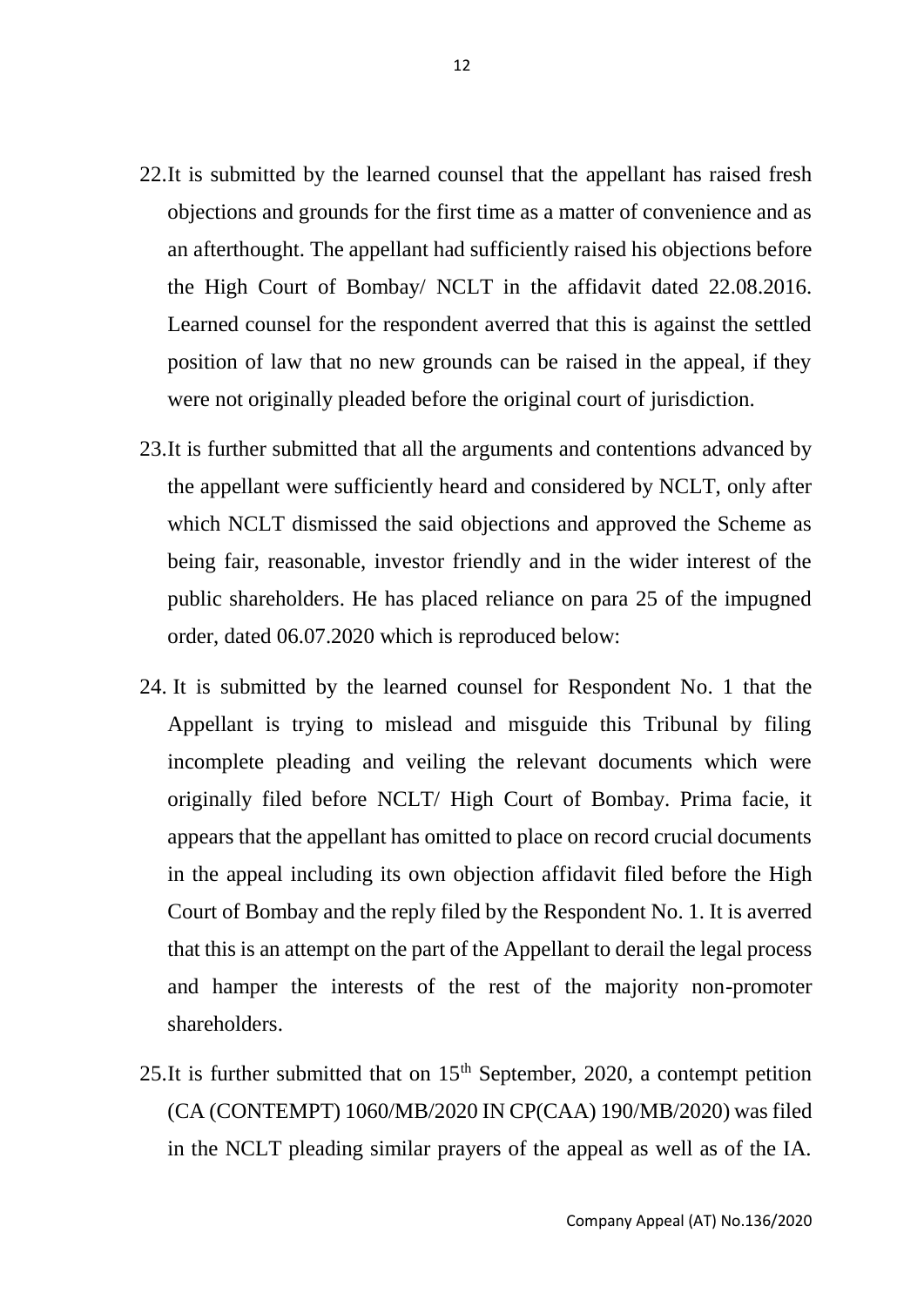22. It is submitted by the learned counsel that the appellant has raised fresh objections and grounds for the first time as a matter of convenience and as an afterthought. The appellant had sufficiently raised his objections before the High Court of Bombay/ NCLT in the affidavit dated 22.08.2016. Learned counsel for the respondent averred that this is against the settled position of law that no new grounds can be raised in the appeal, if they were not originally pleaded before the original court of jurisdiction.

23. It is further submitted that all the arguments and contentions advanced by the appellant were sufficiently heard and considered by NCLT, only after which NCLT dismissed the said objections and approved the Scheme as being fair, reasonable, investor friendly and in the wider interest of the public shareholders. He has placed reliance on para 25 of the impugned order, dated 06.07.2020 which is reproduced below:

24. It is submitted by the learned counsel for Respondent No. 1 that the Appellant is trying to mislead and misguide this Tribunal by filing incomplete pleading and veiling the relevant documents which were originally filed before NCLT/ High Court of Bombay. Prima facie, it appears that the appellant has omitted to place on record crucial documents in the appeal including its own objection affidavit filed before the High Court of Bombay and the reply filed by the Respondent No. 1. It is averred that this is an attempt on the part of the Appellant to derail the legal process and hamper the interests of the rest of the majority non-promoter shareholders.

25. It is further submitted that on 15th September, 2020, a contempt petition (CA (CONTEMPT) 1060/MB/2020 IN CP(CAA) 190/MB/2020) was filed in the NCLT pleading similar prayers of the appeal as well as of the IA.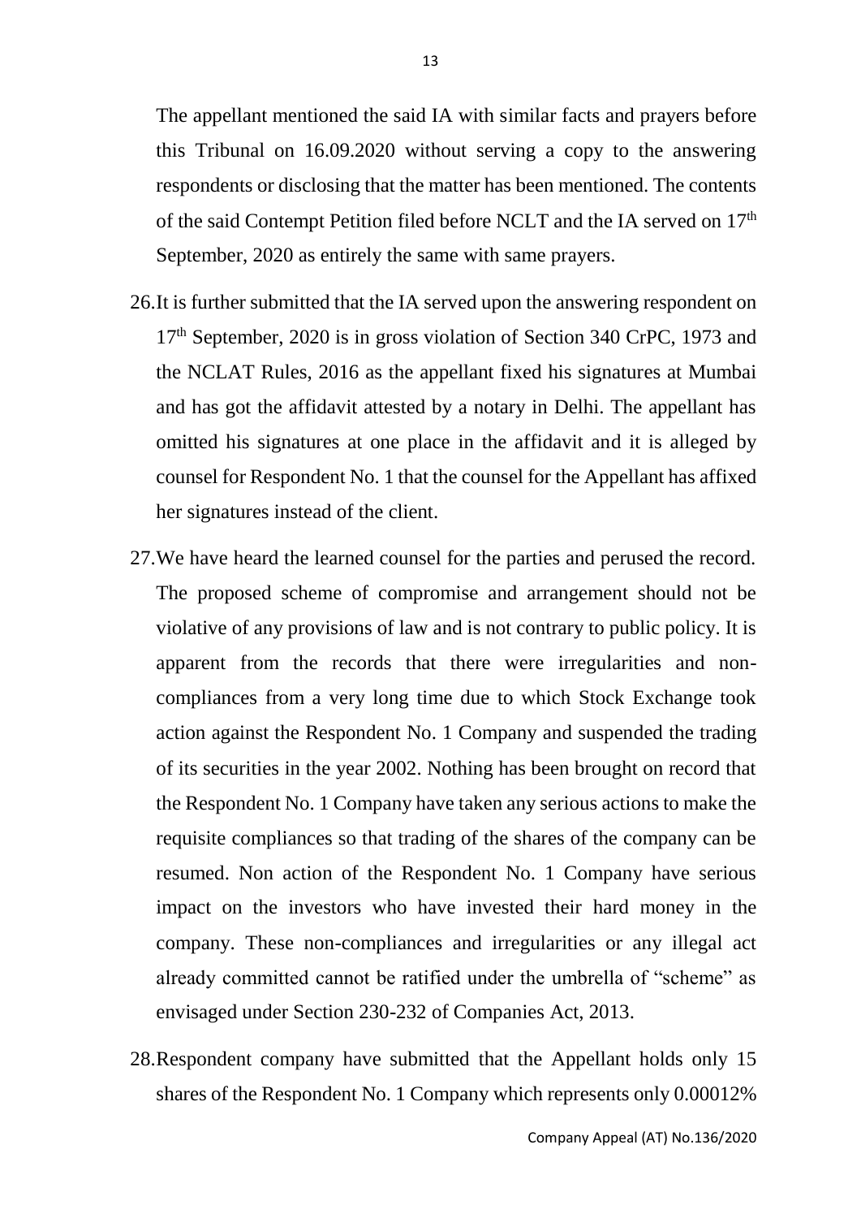The appellant mentioned the said IA with similar facts and prayers before this Tribunal on 16.09.2020 without serving a copy to the answering respondents or disclosing that the matter has been mentioned. The contents of the said Contempt Petition filed before NCLT and the IA served on 17th September, 2020 as entirely the same with same prayers.

26. It is further submitted that the IA served upon the answering respondent on 17th September, 2020 is in gross violation of Section 340 CrPC, 1973 and the NCLAT Rules, 2016 as the appellant fixed his signatures at Mumbai and has got the affidavit attested by a notary in Delhi. The appellant has omitted his signatures at one place in the affidavit and it is alleged by counsel for Respondent No. 1 that the counsel for the Appellant has affixed her signatures instead of the client.

27. We have heard the learned counsel for the parties and perused the record. The proposed scheme of compromise and arrangement should not be violative of any provisions of law and is not contrary to public policy. It is apparent from the records that there were irregularities and non-compliances from a very long time due to which Stock Exchange took action against the Respondent No. 1 Company and suspended the trading of its securities in the year 2002. Nothing has been brought on record that the Respondent No. 1 Company have taken any serious actions to make the requisite compliances so that trading of the shares of the company can be resumed. Non action of the Respondent No. 1 Company have serious impact on the investors who have invested their hard money in the company. These non-compliances and irregularities or any illegal act already committed cannot be ratified under the umbrella of "scheme" as envisaged under Section 230-232 of Companies Act, 2013.

28. Respondent company have submitted that the Appellant holds only 15 shares of the Respondent No. 1 Company which represents only 0.00012%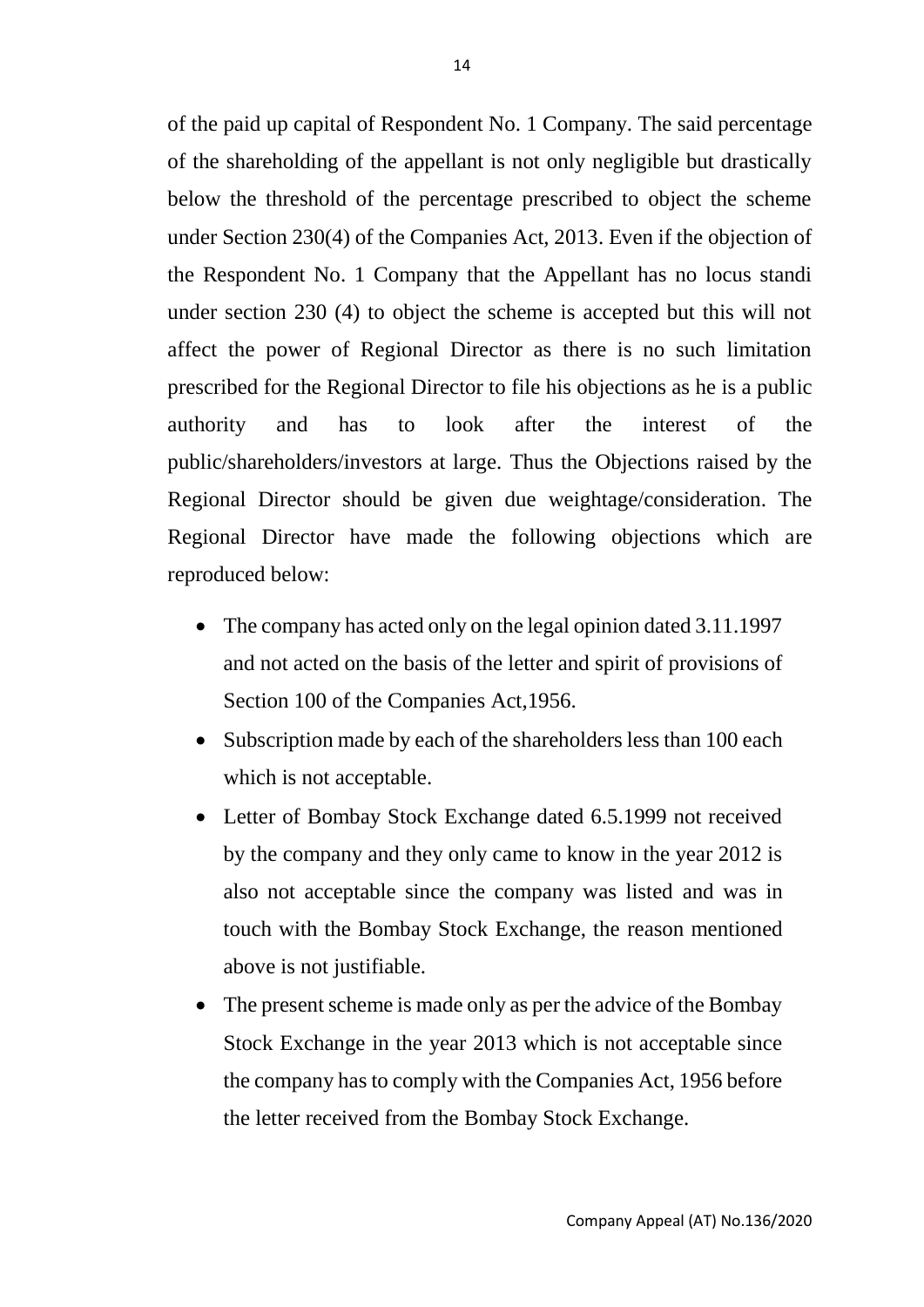of the paid up capital of Respondent No. 1 Company. The said percentage of the shareholding of the appellant is not only negligible but drastically below the threshold of the percentage prescribed to object the scheme under Section 230(4) of the Companies Act, 2013. Even if the objection of the Respondent No. 1 Company that the Appellant has no locus standi under section 230 (4) to object the scheme is accepted but this will not affect the power of Regional Director as there is no such limitation prescribed for the Regional Director to file his objections as he is a public authority and has to look after the interest of the public/shareholders/investors at large. Thus the Objections raised by the Regional Director should be given due weightage/consideration. The Regional Director have made the following objections which are reproduced below:

- The company has acted only on the legal opinion dated 3.11.1997 and not acted on the basis of the letter and spirit of provisions of Section 100 of the Companies Act,1956.
- Subscription made by each of the shareholders less than 100 each which is not acceptable.
- Letter of Bombay Stock Exchange dated 6.5.1999 not received by the company and they only came to know in the year 2012 is also not acceptable since the company was listed and was in touch with the Bombay Stock Exchange, the reason mentioned above is not justifiable.
- The present scheme is made only as per the advice of the Bombay Stock Exchange in the year 2013 which is not acceptable since the company has to comply with the Companies Act, 1956 before the letter received from the Bombay Stock Exchange.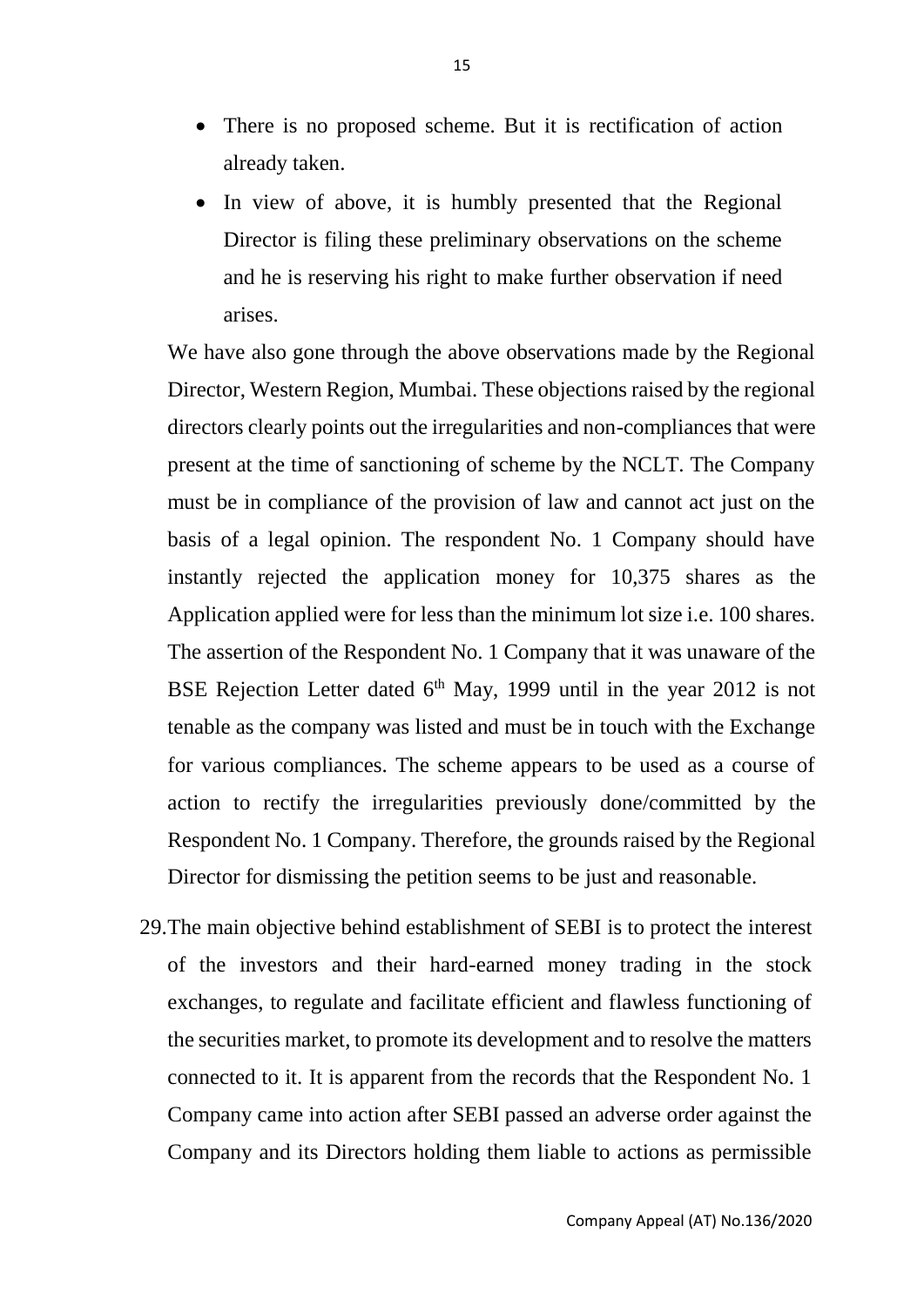- There is no proposed scheme. But it is rectification of action already taken.
- In view of above, it is humbly presented that the Regional Director is filing these preliminary observations on the scheme and he is reserving his right to make further observation if need arises.

We have also gone through the above observations made by the Regional Director, Western Region, Mumbai. These objections raised by the regional directors clearly points out the irregularities and non-compliances that were present at the time of sanctioning of scheme by the NCLT. The Company must be in compliance of the provision of law and cannot act just on the basis of a legal opinion. The respondent No. 1 Company should have instantly rejected the application money for 10,375 shares as the Application applied were for less than the minimum lot size i.e. 100 shares. The assertion of the Respondent No. 1 Company that it was unaware of the BSE Rejection Letter dated 6th May, 1999 until in the year 2012 is not tenable as the company was listed and must be in touch with the Exchange for various compliances. The scheme appears to be used as a course of action to rectify the irregularities previously done/committed by the Respondent No. 1 Company. Therefore, the grounds raised by the Regional Director for dismissing the petition seems to be just and reasonable.

29. The main objective behind establishment of SEBI is to protect the interest of the investors and their hard-earned money trading in the stock exchanges, to regulate and facilitate efficient and flawless functioning of the securities market, to promote its development and to resolve the matters connected to it. It is apparent from the records that the Respondent No. 1 Company came into action after SEBI passed an adverse order against the Company and its Directors holding them liable to actions as permissible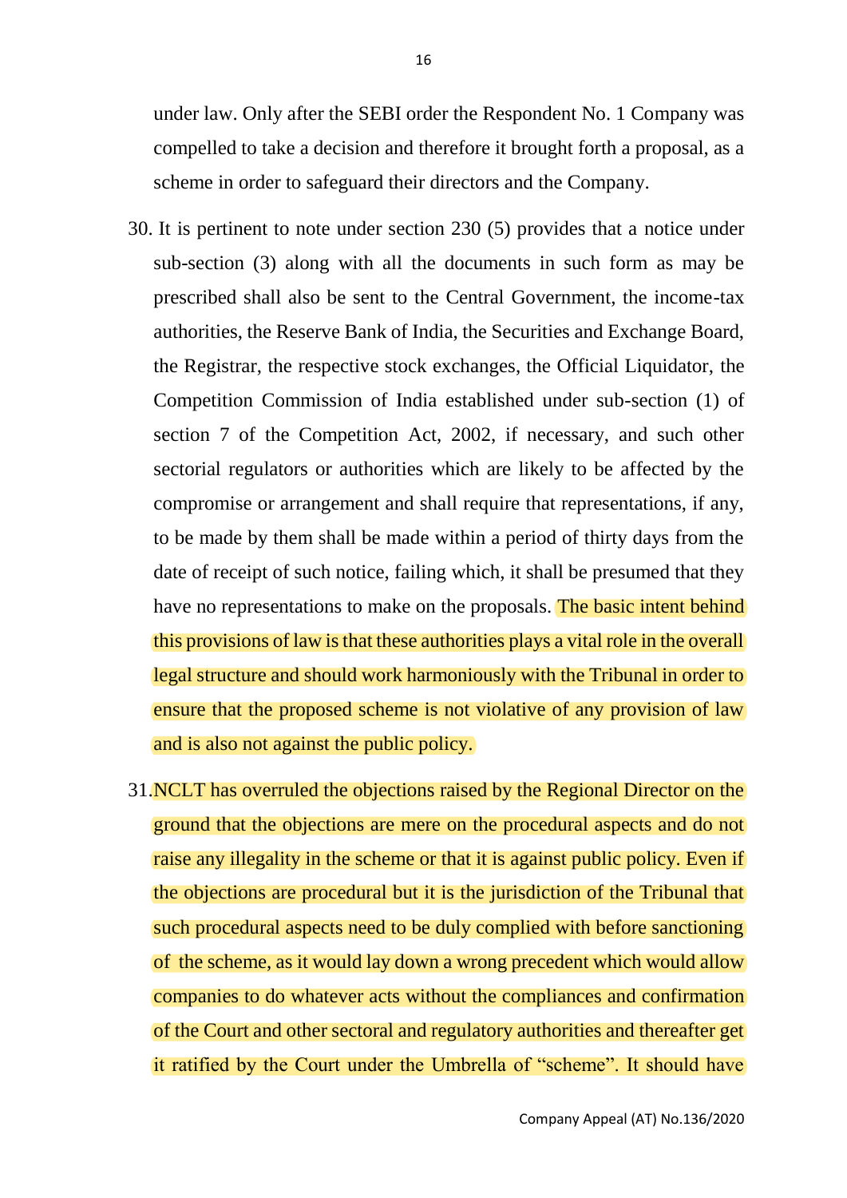under law. Only after the SEBI order the Respondent No. 1 Company was compelled to take a decision and therefore it brought forth a proposal, as a scheme in order to safeguard their directors and the Company.

30. It is pertinent to note under section 230 (5) provides that a notice under sub-section (3) along with all the documents in such form as may be prescribed shall also be sent to the Central Government, the income-tax authorities, the Reserve Bank of India, the Securities and Exchange Board, the Registrar, the respective stock exchanges, the Official Liquidator, the Competition Commission of India established under sub-section (1) of section 7 of the Competition Act, 2002, if necessary, and such other sectorial regulators or authorities which are likely to be affected by the compromise or arrangement and shall require that representations, if any, to be made by them shall be made within a period of thirty days from the date of receipt of such notice, failing which, it shall be presumed that they have no representations to make on the proposals. The basic intent behind this provisions of law is that these authorities plays a vital role in the overall legal structure and should work harmoniously with the Tribunal in order to ensure that the proposed scheme is not violative of any provision of law and is also not against the public policy.

31. NCLT has overruled the objections raised by the Regional Director on the ground that the objections are mere on the procedural aspects and do not raise any illegality in the scheme or that it is against public policy. Even if the objections are procedural but it is the jurisdiction of the Tribunal that such procedural aspects need to be duly complied with before sanctioning of the scheme, as it would lay down a wrong precedent which would allow companies to do whatever acts without the compliances and confirmation of the Court and other sectoral and regulatory authorities and thereafter get it ratified by the Court under the Umbrella of "scheme". It should have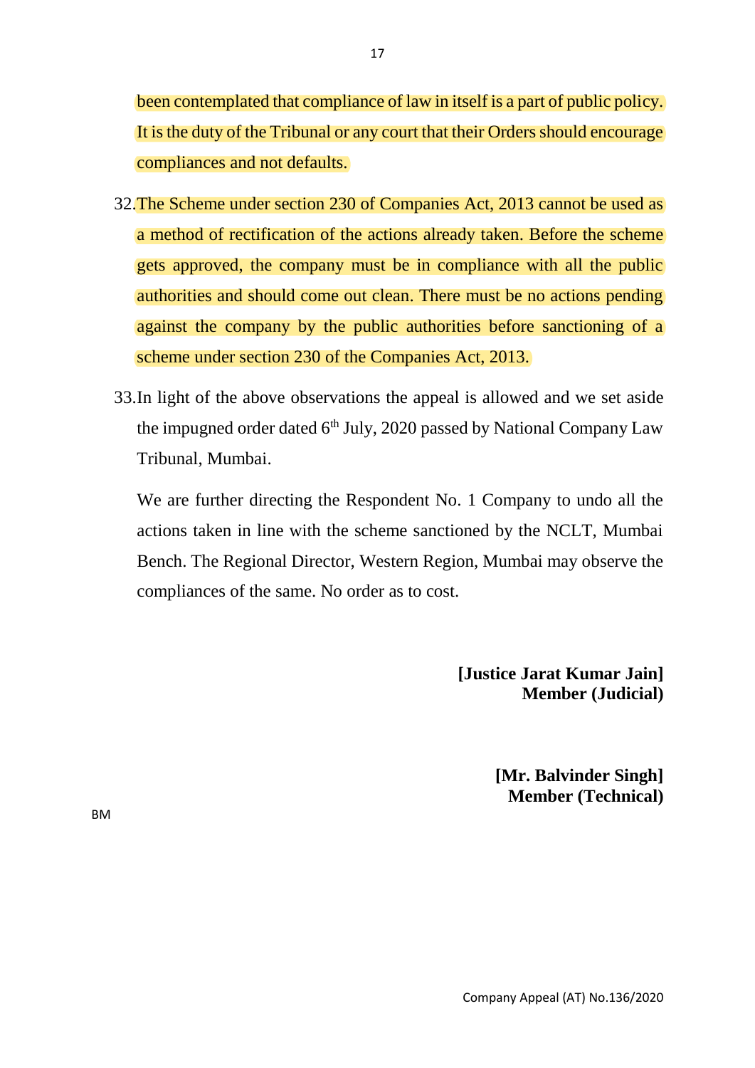been contemplated that compliance of law in itself is a part of public policy. It is the duty of the Tribunal or any court that their Orders should encourage compliances and not defaults.

32. The Scheme under section 230 of Companies Act, 2013 cannot be used as a method of rectification of the actions already taken. Before the scheme gets approved, the company must be in compliance with all the public authorities and should come out clean. There must be no actions pending against the company by the public authorities before sanctioning of a scheme under section 230 of the Companies Act, 2013.

33. In light of the above observations the appeal is allowed and we set aside the impugned order dated 6th July, 2020 passed by National Company Law Tribunal, Mumbai.

We are further directing the Respondent No. 1 Company to undo all the actions taken in line with the scheme sanctioned by the NCLT, Mumbai Bench. The Regional Director, Western Region, Mumbai may observe the compliances of the same. No order as to cost.

**[Justice Jarat Kumar Jain]**
**Member (Judicial)**

**[Mr. Balvinder Singh]**
**Member (Technical)**

BM

Company Appeal (AT) No.136/2020